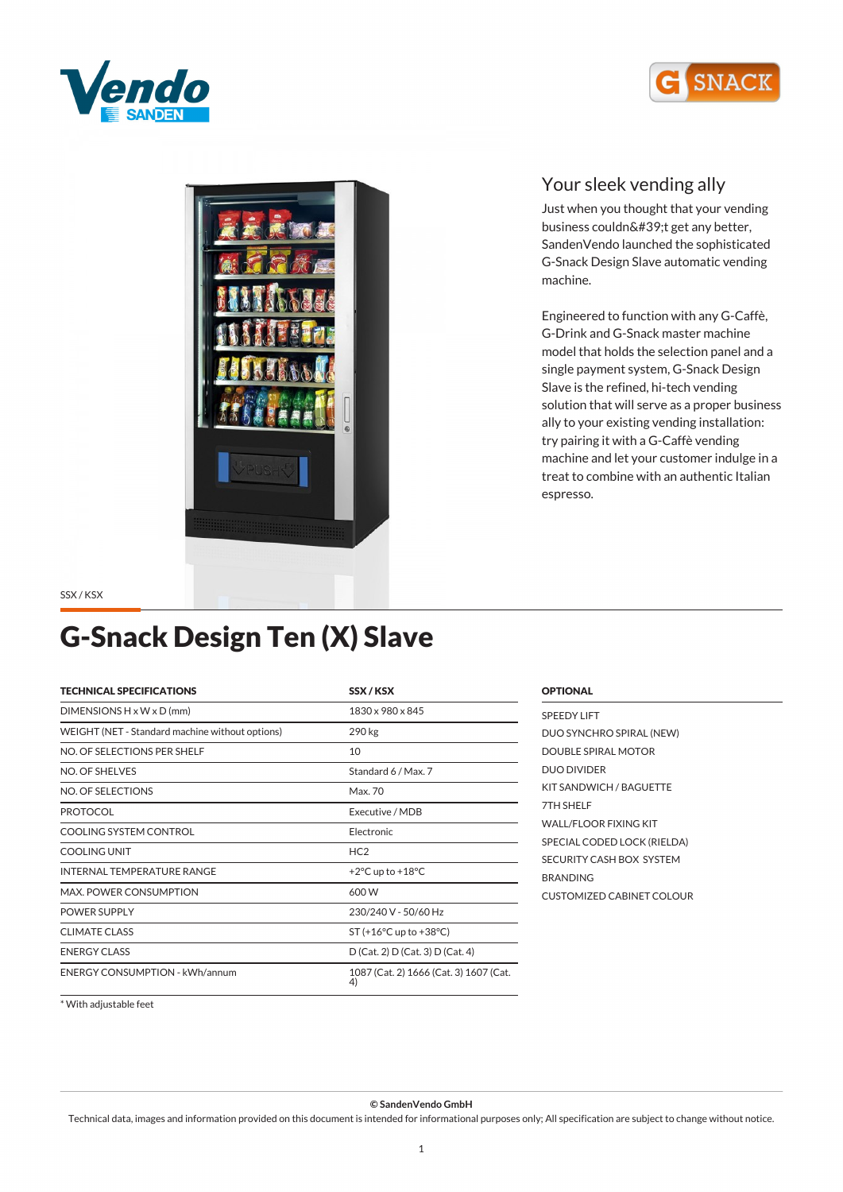## Your sleek vending ally

Just when you thought that your vending business couldn&#39;t get any better, SandenVendo launched the sophisticated G-Snack Design Slave automatic vending machine.

Engineered to function with any G-Caffè, G-Drink and G-Snack master machine model that holds the selection panel and a single payment system, G-Snack Design Slave is the refined, hi-tech vending solution that will serve as a proper business ally to your existing vending installation: try pairing it with a G-Caffè vending machine and let your customer indulge in a treat to combine with an authentic Italian espresso.

SSX / KSX

# G-Snack Design Ten (X) Slave

| TECHNICAL SPECIFICATIONS | SSX / KSX |
|---|---|
| DIMENSIONS H x W x D (mm) | 1830 x 980 x 845 |
| WEIGHT (NET - Standard machine without options) | 290 kg |
| NO. OF SELECTIONS PER SHELF | 10 |
| NO. OF SHELVES | Standard 6 / Max. 7 |
| NO. OF SELECTIONS | Max. 70 |
| PROTOCOL | Executive / MDB |
| COOLING SYSTEM CONTROL | Electronic |
| COOLING UNIT | HC2 |
| INTERNAL TEMPERATURE RANGE | +2°C up to +18°C |
| MAX. POWER CONSUMPTION | 600 W |
| POWER SUPPLY | 230/240 V - 50/60 Hz |
| CLIMATE CLASS | ST (+16°C up to +38°C) |
| ENERGY CLASS | D (Cat. 2) D (Cat. 3) D (Cat. 4) |
| ENERGY CONSUMPTION - kWh/annum | 1087 (Cat. 2) 1666 (Cat. 3) 1607 (Cat. 4) |

* With adjustable feet

**OPTIONAL**

- SPEEDY LIFT
- DUO SYNCHRO SPIRAL (NEW)
- DOUBLE SPIRAL MOTOR
- DUO DIVIDER
- KIT SANDWICH / BAGUETTE
- 7TH SHELF
- WALL/FLOOR FIXING KIT
- SPECIAL CODED LOCK (RIELDA)
- SECURITY CASH BOX SYSTEM
- BRANDING
- CUSTOMIZED CABINET COLOUR

**© SandenVendo GmbH**

Technical data, images and information provided on this document is intended for informational purposes only; All specification are subject to change without notice.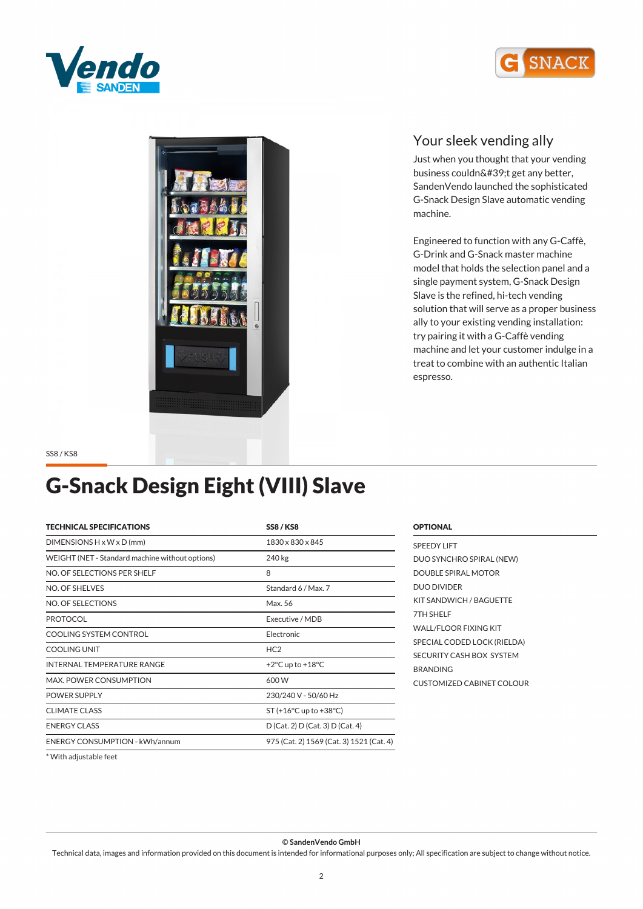## Your sleek vending ally

Just when you thought that your vending business couldn&#39;t get any better, SandenVendo launched the sophisticated G-Snack Design Slave automatic vending machine.

Engineered to function with any G-Caffè, G-Drink and G-Snack master machine model that holds the selection panel and a single payment system, G-Snack Design Slave is the refined, hi-tech vending solution that will serve as a proper business ally to your existing vending installation: try pairing it with a G-Caffè vending machine and let your customer indulge in a treat to combine with an authentic Italian espresso.

SS8 / KS8

# G-Snack Design Eight (VIII) Slave

| TECHNICAL SPECIFICATIONS | SS8 / KS8 |
|---|---|
| DIMENSIONS H x W x D (mm) | 1830 x 830 x 845 |
| WEIGHT (NET - Standard machine without options) | 240 kg |
| NO. OF SELECTIONS PER SHELF | 8 |
| NO. OF SHELVES | Standard 6 / Max. 7 |
| NO. OF SELECTIONS | Max. 56 |
| PROTOCOL | Executive / MDB |
| COOLING SYSTEM CONTROL | Electronic |
| COOLING UNIT | HC2 |
| INTERNAL TEMPERATURE RANGE | +2°C up to +18°C |
| MAX. POWER CONSUMPTION | 600 W |
| POWER SUPPLY | 230/240 V - 50/60 Hz |
| CLIMATE CLASS | ST (+16°C up to +38°C) |
| ENERGY CLASS | D (Cat. 2) D (Cat. 3) D (Cat. 4) |
| ENERGY CONSUMPTION - kWh/annum | 975 (Cat. 2) 1569 (Cat. 3) 1521 (Cat. 4) |

\* With adjustable feet

**OPTIONAL**

- SPEEDY LIFT
- DUO SYNCHRO SPIRAL (NEW)
- DOUBLE SPIRAL MOTOR
- DUO DIVIDER
- KIT SANDWICH / BAGUETTE
- 7TH SHELF
- WALL/FLOOR FIXING KIT
- SPECIAL CODED LOCK (RIELDA)
- SECURITY CASH BOX SYSTEM
- BRANDING
- CUSTOMIZED CABINET COLOUR

**© SandenVendo GmbH**

Technical data, images and information provided on this document is intended for informational purposes only; All specification are subject to change without notice.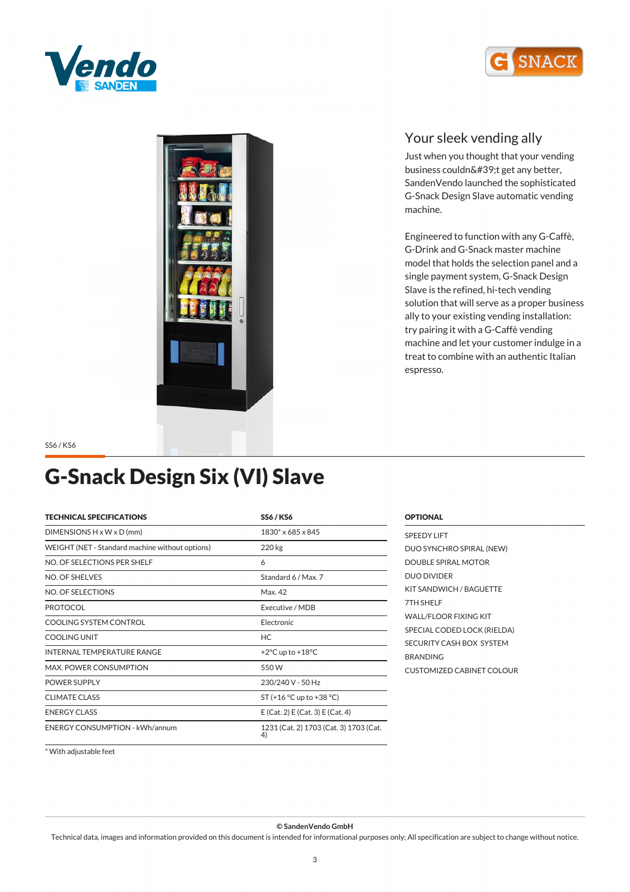## Your sleek vending ally

Just when you thought that your vending business couldn&#39;t get any better, SandenVendo launched the sophisticated G-Snack Design Slave automatic vending machine.

Engineered to function with any G-Caffè, G-Drink and G-Snack master machine model that holds the selection panel and a single payment system, G-Snack Design Slave is the refined, hi-tech vending solution that will serve as a proper business ally to your existing vending installation: try pairing it with a G-Caffè vending machine and let your customer indulge in a treat to combine with an authentic Italian espresso.

SS6 / KS6

# G-Snack Design Six (VI) Slave

| TECHNICAL SPECIFICATIONS | SS6 / KS6 |
|---|---|
| DIMENSIONS H x W x D (mm) | 1830* x 685 x 845 |
| WEIGHT (NET - Standard machine without options) | 220 kg |
| NO. OF SELECTIONS PER SHELF | 6 |
| NO. OF SHELVES | Standard 6 / Max. 7 |
| NO. OF SELECTIONS | Max. 42 |
| PROTOCOL | Executive / MDB |
| COOLING SYSTEM CONTROL | Electronic |
| COOLING UNIT | HC |
| INTERNAL TEMPERATURE RANGE | +2°C up to +18°C |
| MAX. POWER CONSUMPTION | 550 W |
| POWER SUPPLY | 230/240 V - 50 Hz |
| CLIMATE CLASS | ST (+16 °C up to +38 °C) |
| ENERGY CLASS | E (Cat. 2) E (Cat. 3) E (Cat. 4) |
| ENERGY CONSUMPTION - kWh/annum | 1231 (Cat. 2) 1703 (Cat. 3) 1703 (Cat. 4) |

* With adjustable feet

**OPTIONAL**

- SPEEDY LIFT
- DUO SYNCHRO SPIRAL (NEW)
- DOUBLE SPIRAL MOTOR
- DUO DIVIDER
- KIT SANDWICH / BAGUETTE
- 7TH SHELF
- WALL/FLOOR FIXING KIT
- SPECIAL CODED LOCK (RIELDA)
- SECURITY CASH BOX SYSTEM
- BRANDING
- CUSTOMIZED CABINET COLOUR

**© SandenVendo GmbH**

Technical data, images and information provided on this document is intended for informational purposes only; All specification are subject to change without notice.